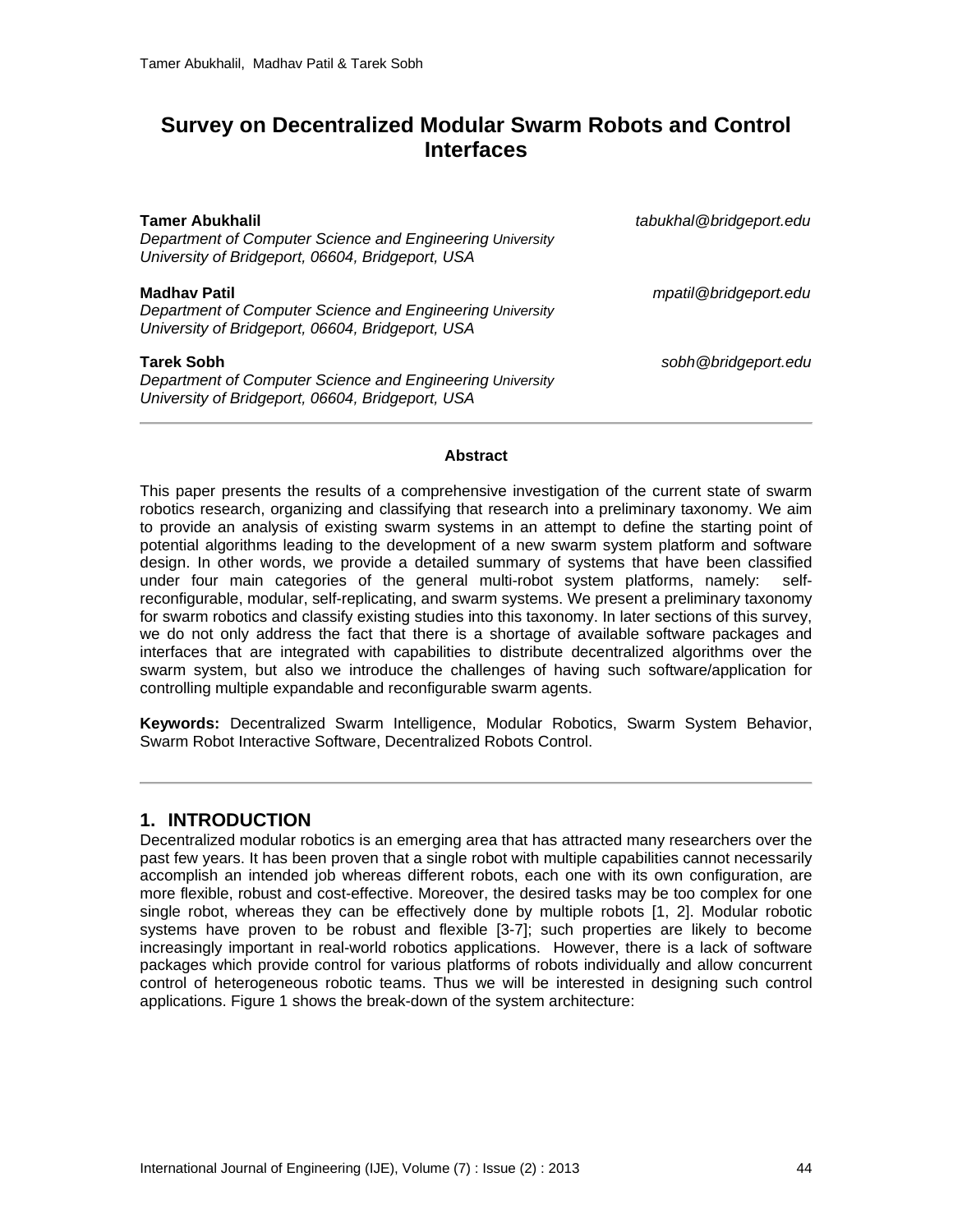# Survey on Decentralized Modular Swarm Robots and Control Interfaces

**Tamer Abukhalil** *tabukhal@bridgeport.edu*
*Department of Computer Science and Engineering University*
*University of Bridgeport, 06604, Bridgeport, USA*

**Madhav Patil** *mpatil@bridgeport.edu*
*Department of Computer Science and Engineering University*
*University of Bridgeport, 06604, Bridgeport, USA*

**Tarek Sobh** *sobh@bridgeport.edu*
*Department of Computer Science and Engineering University*
*University of Bridgeport, 06604, Bridgeport, USA*

---

**Abstract**

This paper presents the results of a comprehensive investigation of the current state of swarm robotics research, organizing and classifying that research into a preliminary taxonomy. We aim to provide an analysis of existing swarm systems in an attempt to define the starting point of potential algorithms leading to the development of a new swarm system platform and software design. In other words, we provide a detailed summary of systems that have been classified under four main categories of the general multi-robot system platforms, namely: self-reconfigurable, modular, self-replicating, and swarm systems. We present a preliminary taxonomy for swarm robotics and classify existing studies into this taxonomy. In later sections of this survey, we do not only address the fact that there is a shortage of available software packages and interfaces that are integrated with capabilities to distribute decentralized algorithms over the swarm system, but also we introduce the challenges of having such software/application for controlling multiple expandable and reconfigurable swarm agents.

**Keywords:** Decentralized Swarm Intelligence, Modular Robotics, Swarm System Behavior, Swarm Robot Interactive Software, Decentralized Robots Control.

---

## 1. INTRODUCTION

Decentralized modular robotics is an emerging area that has attracted many researchers over the past few years. It has been proven that a single robot with multiple capabilities cannot necessarily accomplish an intended job whereas different robots, each one with its own configuration, are more flexible, robust and cost-effective. Moreover, the desired tasks may be too complex for one single robot, whereas they can be effectively done by multiple robots [1, 2]. Modular robotic systems have proven to be robust and flexible [3-7]; such properties are likely to become increasingly important in real-world robotics applications. However, there is a lack of software packages which provide control for various platforms of robots individually and allow concurrent control of heterogeneous robotic teams. Thus we will be interested in designing such control applications. Figure 1 shows the break-down of the system architecture: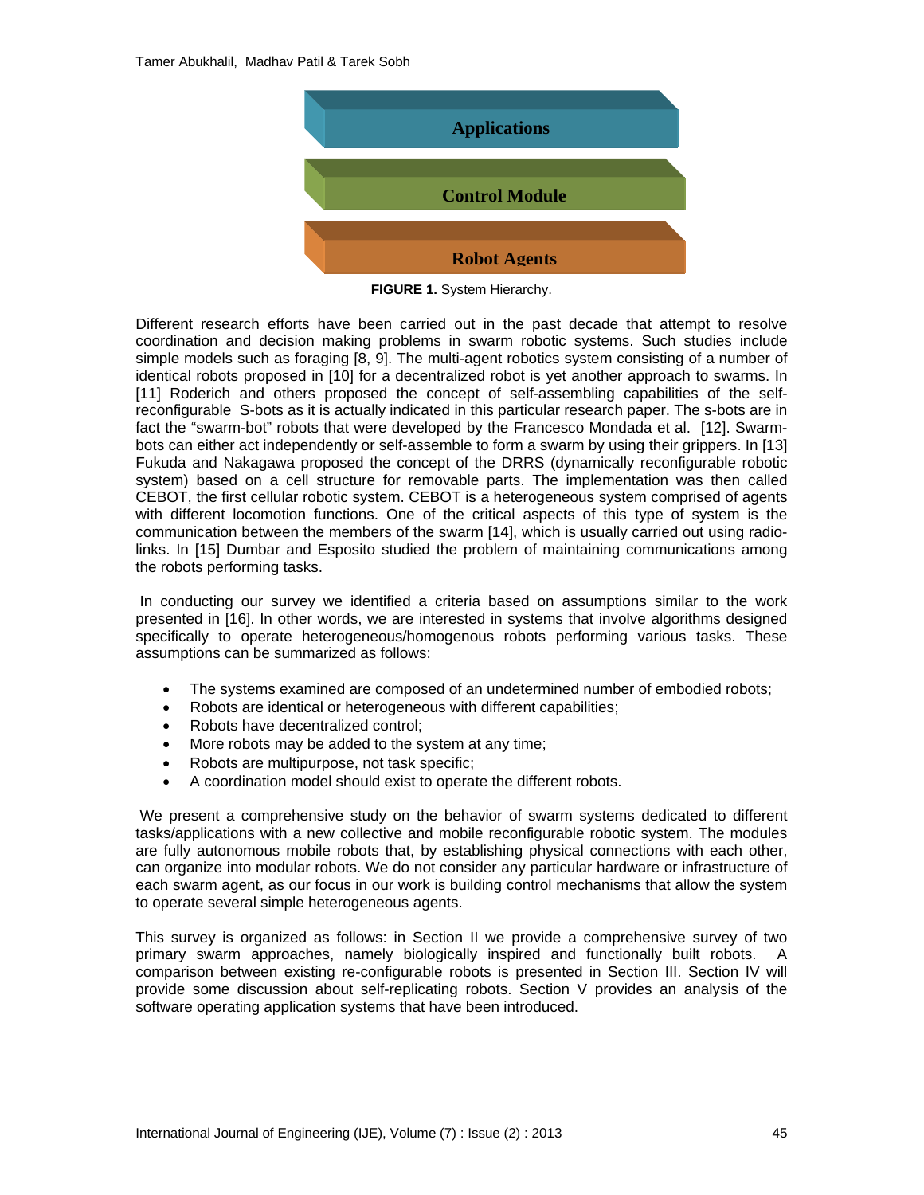Applications

Control Module

Robot Agents

**FIGURE 1.** System Hierarchy.

Different research efforts have been carried out in the past decade that attempt to resolve coordination and decision making problems in swarm robotic systems. Such studies include simple models such as foraging [8, 9]. The multi-agent robotics system consisting of a number of identical robots proposed in [10] for a decentralized robot is yet another approach to swarms. In [11] Roderich and others proposed the concept of self-assembling capabilities of the self-reconfigurable S-bots as it is actually indicated in this particular research paper. The s-bots are in fact the "swarm-bot" robots that were developed by the Francesco Mondada et al. [12]. Swarm-bots can either act independently or self-assemble to form a swarm by using their grippers. In [13] Fukuda and Nakagawa proposed the concept of the DRRS (dynamically reconfigurable robotic system) based on a cell structure for removable parts. The implementation was then called CEBOT, the first cellular robotic system. CEBOT is a heterogeneous system comprised of agents with different locomotion functions. One of the critical aspects of this type of system is the communication between the members of the swarm [14], which is usually carried out using radio-links. In [15] Dumbar and Esposito studied the problem of maintaining communications among the robots performing tasks.

In conducting our survey we identified a criteria based on assumptions similar to the work presented in [16]. In other words, we are interested in systems that involve algorithms designed specifically to operate heterogeneous/homogenous robots performing various tasks. These assumptions can be summarized as follows:

- The systems examined are composed of an undetermined number of embodied robots;
- Robots are identical or heterogeneous with different capabilities;
- Robots have decentralized control;
- More robots may be added to the system at any time;
- Robots are multipurpose, not task specific;
- A coordination model should exist to operate the different robots.

We present a comprehensive study on the behavior of swarm systems dedicated to different tasks/applications with a new collective and mobile reconfigurable robotic system. The modules are fully autonomous mobile robots that, by establishing physical connections with each other, can organize into modular robots. We do not consider any particular hardware or infrastructure of each swarm agent, as our focus in our work is building control mechanisms that allow the system to operate several simple heterogeneous agents.

This survey is organized as follows: in Section II we provide a comprehensive survey of two primary swarm approaches, namely biologically inspired and functionally built robots. A comparison between existing re-configurable robots is presented in Section III. Section IV will provide some discussion about self-replicating robots. Section V provides an analysis of the software operating application systems that have been introduced.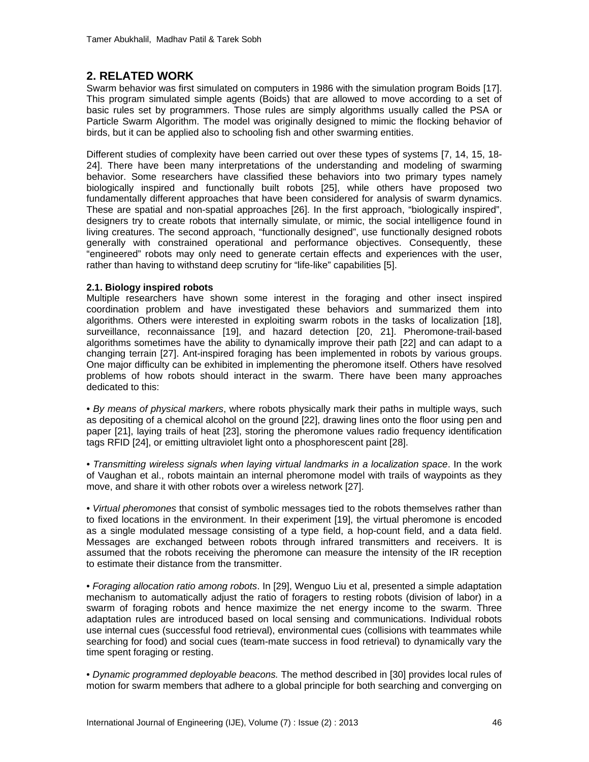## 2. RELATED WORK

Swarm behavior was first simulated on computers in 1986 with the simulation program Boids [17]. This program simulated simple agents (Boids) that are allowed to move according to a set of basic rules set by programmers. Those rules are simply algorithms usually called the PSA or Particle Swarm Algorithm. The model was originally designed to mimic the flocking behavior of birds, but it can be applied also to schooling fish and other swarming entities.

Different studies of complexity have been carried out over these types of systems [7, 14, 15, 18-24]. There have been many interpretations of the understanding and modeling of swarming behavior. Some researchers have classified these behaviors into two primary types namely biologically inspired and functionally built robots [25], while others have proposed two fundamentally different approaches that have been considered for analysis of swarm dynamics. These are spatial and non-spatial approaches [26]. In the first approach, "biologically inspired", designers try to create robots that internally simulate, or mimic, the social intelligence found in living creatures. The second approach, "functionally designed", use functionally designed robots generally with constrained operational and performance objectives. Consequently, these "engineered" robots may only need to generate certain effects and experiences with the user, rather than having to withstand deep scrutiny for "life-like" capabilities [5].

### 2.1. Biology inspired robots

Multiple researchers have shown some interest in the foraging and other insect inspired coordination problem and have investigated these behaviors and summarized them into algorithms. Others were interested in exploiting swarm robots in the tasks of localization [18], surveillance, reconnaissance [19], and hazard detection [20, 21]. Pheromone-trail-based algorithms sometimes have the ability to dynamically improve their path [22] and can adapt to a changing terrain [27]. Ant-inspired foraging has been implemented in robots by various groups. One major difficulty can be exhibited in implementing the pheromone itself. Others have resolved problems of how robots should interact in the swarm. There have been many approaches dedicated to this:

• *By means of physical markers*, where robots physically mark their paths in multiple ways, such as depositing of a chemical alcohol on the ground [22], drawing lines onto the floor using pen and paper [21], laying trails of heat [23], storing the pheromone values radio frequency identification tags RFID [24], or emitting ultraviolet light onto a phosphorescent paint [28].

• *Transmitting wireless signals when laying virtual landmarks in a localization space*. In the work of Vaughan et al., robots maintain an internal pheromone model with trails of waypoints as they move, and share it with other robots over a wireless network [27].

• *Virtual pheromones* that consist of symbolic messages tied to the robots themselves rather than to fixed locations in the environment. In their experiment [19], the virtual pheromone is encoded as a single modulated message consisting of a type field, a hop-count field, and a data field. Messages are exchanged between robots through infrared transmitters and receivers. It is assumed that the robots receiving the pheromone can measure the intensity of the IR reception to estimate their distance from the transmitter.

• *Foraging allocation ratio among robots*. In [29], Wenguo Liu et al, presented a simple adaptation mechanism to automatically adjust the ratio of foragers to resting robots (division of labor) in a swarm of foraging robots and hence maximize the net energy income to the swarm. Three adaptation rules are introduced based on local sensing and communications. Individual robots use internal cues (successful food retrieval), environmental cues (collisions with teammates while searching for food) and social cues (team-mate success in food retrieval) to dynamically vary the time spent foraging or resting.

• *Dynamic programmed deployable beacons.* The method described in [30] provides local rules of motion for swarm members that adhere to a global principle for both searching and converging on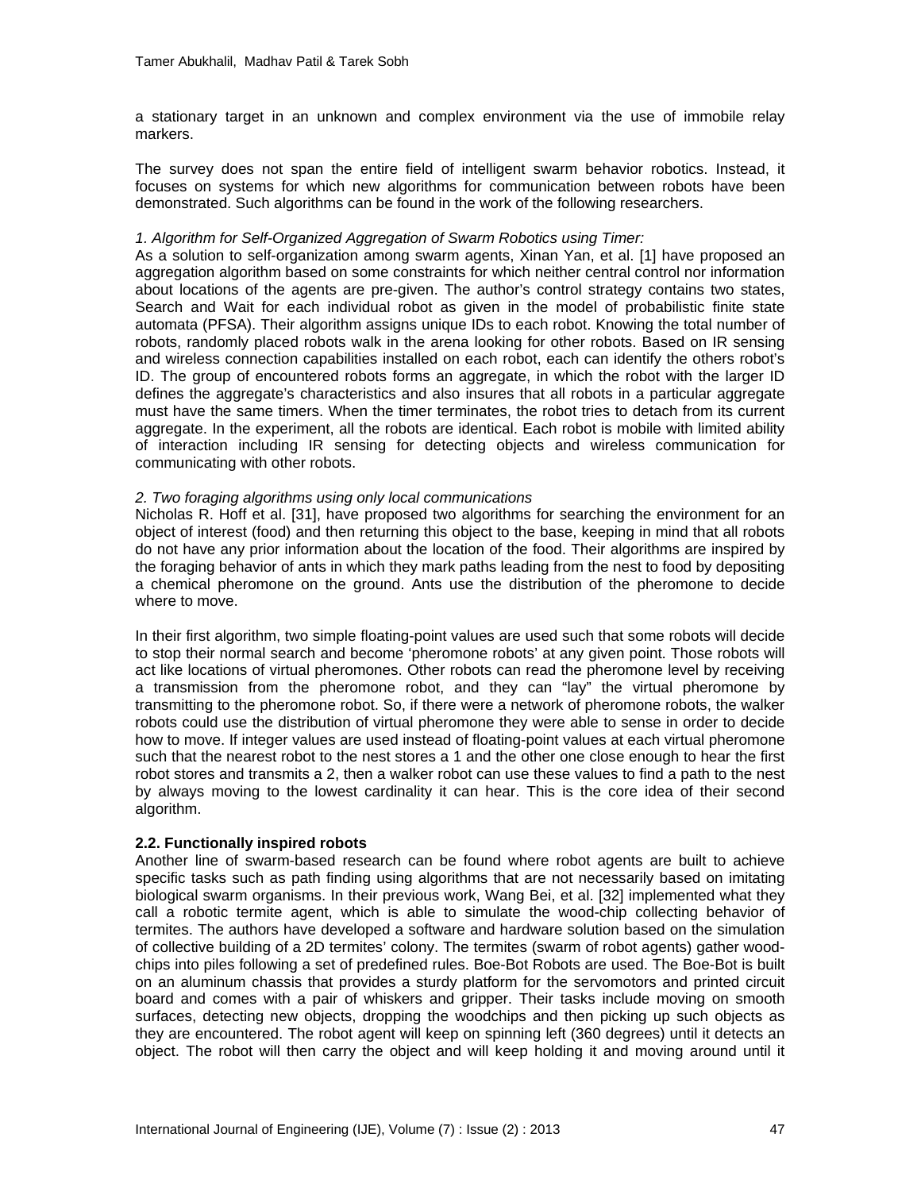a stationary target in an unknown and complex environment via the use of immobile relay markers.

The survey does not span the entire field of intelligent swarm behavior robotics. Instead, it focuses on systems for which new algorithms for communication between robots have been demonstrated. Such algorithms can be found in the work of the following researchers.

*1. Algorithm for Self-Organized Aggregation of Swarm Robotics using Timer:*

As a solution to self-organization among swarm agents, Xinan Yan, et al. [1] have proposed an aggregation algorithm based on some constraints for which neither central control nor information about locations of the agents are pre-given. The author's control strategy contains two states, Search and Wait for each individual robot as given in the model of probabilistic finite state automata (PFSA). Their algorithm assigns unique IDs to each robot. Knowing the total number of robots, randomly placed robots walk in the arena looking for other robots. Based on IR sensing and wireless connection capabilities installed on each robot, each can identify the others robot's ID. The group of encountered robots forms an aggregate, in which the robot with the larger ID defines the aggregate's characteristics and also insures that all robots in a particular aggregate must have the same timers. When the timer terminates, the robot tries to detach from its current aggregate. In the experiment, all the robots are identical. Each robot is mobile with limited ability of interaction including IR sensing for detecting objects and wireless communication for communicating with other robots.

*2. Two foraging algorithms using only local communications*

Nicholas R. Hoff et al. [31], have proposed two algorithms for searching the environment for an object of interest (food) and then returning this object to the base, keeping in mind that all robots do not have any prior information about the location of the food. Their algorithms are inspired by the foraging behavior of ants in which they mark paths leading from the nest to food by depositing a chemical pheromone on the ground. Ants use the distribution of the pheromone to decide where to move.

In their first algorithm, two simple floating-point values are used such that some robots will decide to stop their normal search and become 'pheromone robots' at any given point. Those robots will act like locations of virtual pheromones. Other robots can read the pheromone level by receiving a transmission from the pheromone robot, and they can "lay" the virtual pheromone by transmitting to the pheromone robot. So, if there were a network of pheromone robots, the walker robots could use the distribution of virtual pheromone they were able to sense in order to decide how to move. If integer values are used instead of floating-point values at each virtual pheromone such that the nearest robot to the nest stores a 1 and the other one close enough to hear the first robot stores and transmits a 2, then a walker robot can use these values to find a path to the nest by always moving to the lowest cardinality it can hear. This is the core idea of their second algorithm.

**2.2. Functionally inspired robots**

Another line of swarm-based research can be found where robot agents are built to achieve specific tasks such as path finding using algorithms that are not necessarily based on imitating biological swarm organisms. In their previous work, Wang Bei, et al. [32] implemented what they call a robotic termite agent, which is able to simulate the wood-chip collecting behavior of termites. The authors have developed a software and hardware solution based on the simulation of collective building of a 2D termites' colony. The termites (swarm of robot agents) gather wood-chips into piles following a set of predefined rules. Boe-Bot Robots are used. The Boe-Bot is built on an aluminum chassis that provides a sturdy platform for the servomotors and printed circuit board and comes with a pair of whiskers and gripper. Their tasks include moving on smooth surfaces, detecting new objects, dropping the woodchips and then picking up such objects as they are encountered. The robot agent will keep on spinning left (360 degrees) until it detects an object. The robot will then carry the object and will keep holding it and moving around until it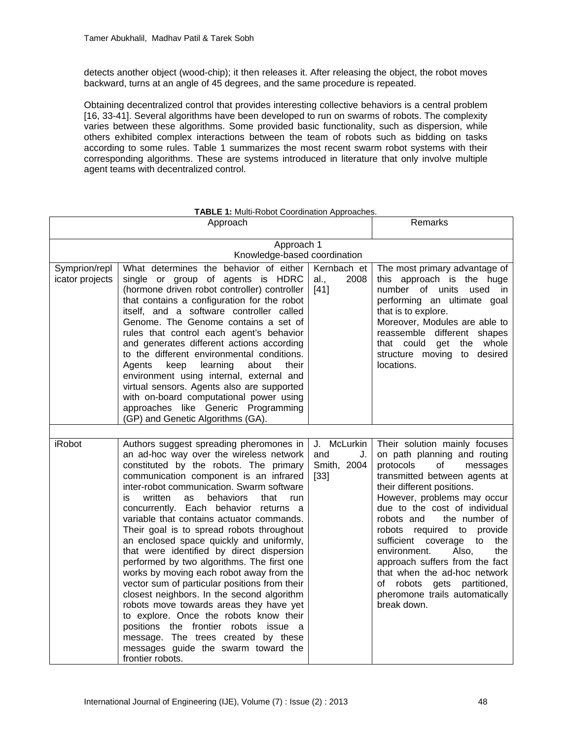detects another object (wood-chip); it then releases it. After releasing the object, the robot moves backward, turns at an angle of 45 degrees, and the same procedure is repeated.

Obtaining decentralized control that provides interesting collective behaviors is a central problem [16, 33-41]. Several algorithms have been developed to run on swarms of robots. The complexity varies between these algorithms. Some provided basic functionality, such as dispersion, while others exhibited complex interactions between the team of robots such as bidding on tasks according to some rules. Table 1 summarizes the most recent swarm robot systems with their corresponding algorithms. These are systems introduced in literature that only involve multiple agent teams with decentralized control.

**TABLE 1:** Multi-Robot Coordination Approaches.

| Approach | | | Remarks |
|---|---|---|---|
| Approach 1<br>Knowledge-based coordination | | | |
| Symprion/replicator projects | What determines the behavior of either single or group of agents is HDRC (hormone driven robot controller) controller that contains a configuration for the robot itself, and a software controller called Genome. The Genome contains a set of rules that control each agent's behavior and generates different actions according to the different environmental conditions. Agents keep learning about their environment using internal, external and virtual sensors. Agents also are supported with on-board computational power using approaches like Generic Programming (GP) and Genetic Algorithms (GA). | Kernbach et al., 2008 [41] | The most primary advantage of this approach is the huge number of units used in performing an ultimate goal that is to explore.<br>Moreover, Modules are able to reassemble different shapes that could get the whole structure moving to desired locations. |
| | | | |
| iRobot | Authors suggest spreading pheromones in an ad-hoc way over the wireless network constituted by the robots. The primary communication component is an infrared inter-robot communication. Swarm software is written as behaviors that run concurrently. Each behavior returns a variable that contains actuator commands. Their goal is to spread robots throughout an enclosed space quickly and uniformly, that were identified by direct dispersion performed by two algorithms. The first one works by moving each robot away from the vector sum of particular positions from their closest neighbors. In the second algorithm robots move towards areas they have yet to explore. Once the robots know their positions the frontier robots issue a message. The trees created by these messages guide the swarm toward the frontier robots. | J. McLurkin and J. Smith, 2004 [33] | Their solution mainly focuses on path planning and routing protocols of messages transmitted between agents at their different positions.<br>However, problems may occur due to the cost of individual robots and the number of robots required to provide sufficient coverage to the environment. Also, the approach suffers from the fact that when the ad-hoc network of robots gets partitioned, pheromone trails automatically break down. |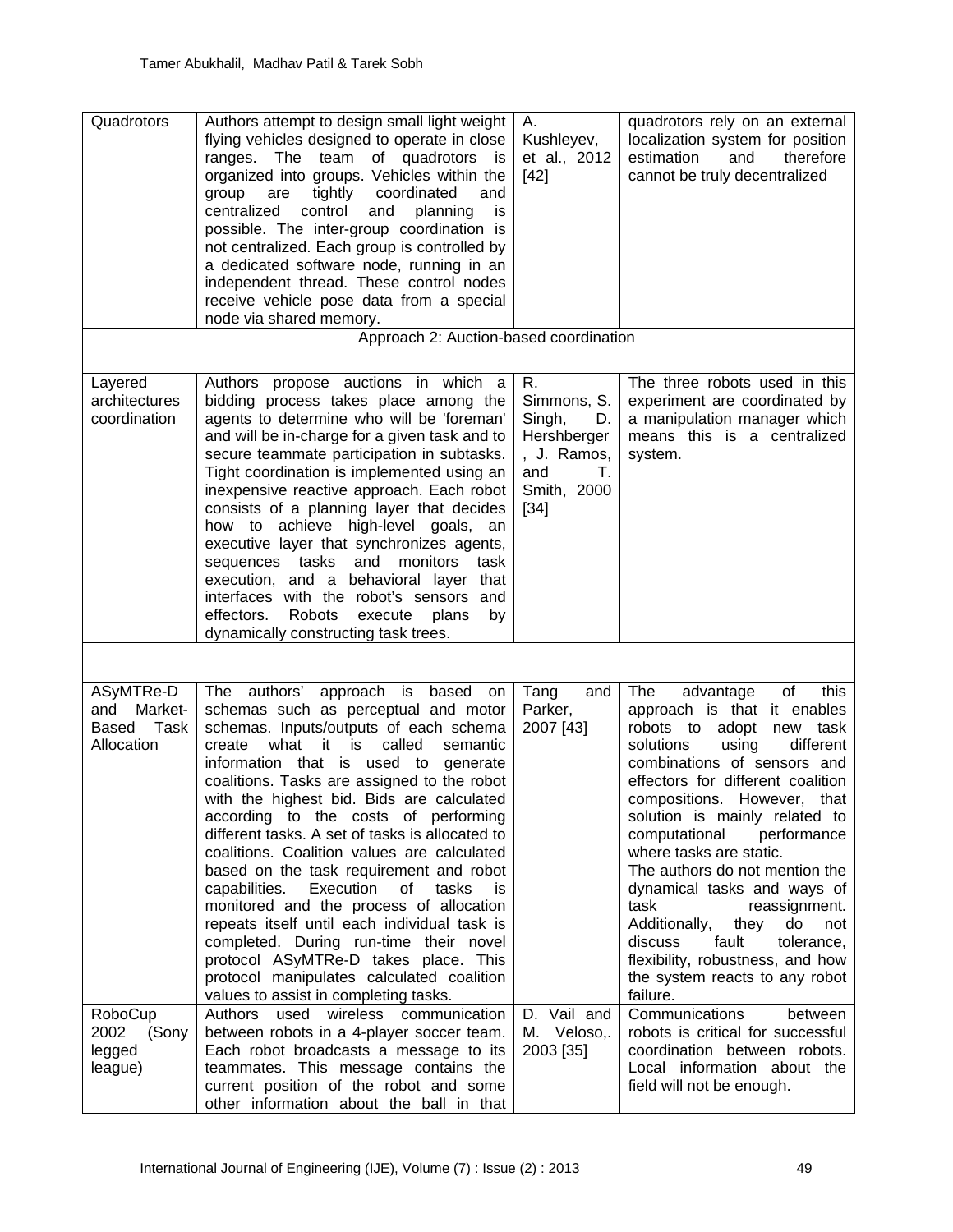| | | | |
|---|---|---|---|
| Quadrotors | Authors attempt to design small light weight flying vehicles designed to operate in close ranges. The team of quadrotors is organized into groups. Vehicles within the group are tightly coordinated and centralized control and planning is possible. The inter-group coordination is not centralized. Each group is controlled by a dedicated software node, running in an independent thread. These control nodes receive vehicle pose data from a special node via shared memory. | A. Kushleyev, et al., 2012 [42] | quadrotors rely on an external localization system for position estimation and therefore cannot be truly decentralized |
| Approach 2: Auction-based coordination | | | |
| Layered architectures coordination | Authors propose auctions in which a bidding process takes place among the agents to determine who will be 'foreman' and will be in-charge for a given task and to secure teammate participation in subtasks. Tight coordination is implemented using an inexpensive reactive approach. Each robot consists of a planning layer that decides how to achieve high-level goals, an executive layer that synchronizes agents, sequences tasks and monitors task execution, and a behavioral layer that interfaces with the robot's sensors and effectors. Robots execute plans by dynamically constructing task trees. | R. Simmons, S. Singh, D. Hershberger, J. Ramos, and T. Smith, 2000 [34] | The three robots used in this experiment are coordinated by a manipulation manager which means this is a centralized system. |
| | | | |
| ASyMTRe-D and Market-Based Task Allocation | The authors' approach is based on schemas such as perceptual and motor schemas. Inputs/outputs of each schema create what it is called semantic information that is used to generate coalitions. Tasks are assigned to the robot with the highest bid. Bids are calculated according to the costs of performing different tasks. A set of tasks is allocated to coalitions. Coalition values are calculated based on the task requirement and robot capabilities. Execution of tasks is monitored and the process of allocation repeats itself until each individual task is completed. During run-time their novel protocol ASyMTRe-D takes place. This protocol manipulates calculated coalition values to assist in completing tasks. | Tang and Parker, 2007 [43] | The advantage of this approach is that it enables robots to adopt new task solutions using different combinations of sensors and effectors for different coalition compositions. However, that solution is mainly related to computational performance where tasks are static. The authors do not mention the dynamical tasks and ways of task reassignment. Additionally, they do not discuss fault tolerance, flexibility, robustness, and how the system reacts to any robot failure. |
| RoboCup 2002 (Sony legged league) | Authors used wireless communication between robots in a 4-player soccer team. Each robot broadcasts a message to its teammates. This message contains the current position of the robot and some other information about the ball in that | D. Vail and M. Veloso,. 2003 [35] | Communications between robots is critical for successful coordination between robots. Local information about the field will not be enough. |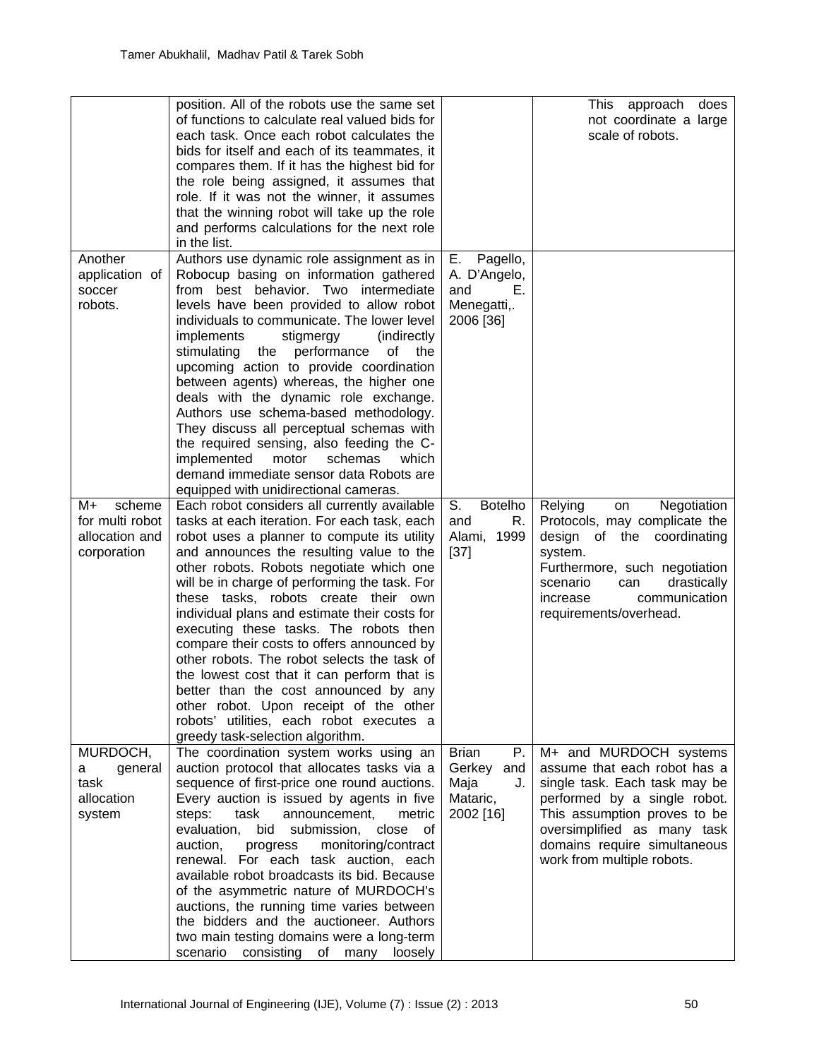| | | | |
|---|---|---|---|
| | position. All of the robots use the same set of functions to calculate real valued bids for each task. Once each robot calculates the bids for itself and each of its teammates, it compares them. If it has the highest bid for the role being assigned, it assumes that role. If it was not the winner, it assumes that the winning robot will take up the role and performs calculations for the next role in the list. | | This approach does not coordinate a large scale of robots. |
| Another application of soccer robots. | Authors use dynamic role assignment as in Robocup basing on information gathered from best behavior. Two intermediate levels have been provided to allow robot individuals to communicate. The lower level implements stigmergy (indirectly stimulating the performance of the upcoming action to provide coordination between agents) whereas, the higher one deals with the dynamic role exchange. Authors use schema-based methodology. They discuss all perceptual schemas with the required sensing, also feeding the C-implemented motor schemas which demand immediate sensor data Robots are equipped with unidirectional cameras. | E. Pagello, A. D'Angelo, and E. Menegatti,. 2006 [36] | |
| M+ scheme for multi robot allocation and corporation | Each robot considers all currently available tasks at each iteration. For each task, each robot uses a planner to compute its utility and announces the resulting value to the other robots. Robots negotiate which one will be in charge of performing the task. For these tasks, robots create their own individual plans and estimate their costs for executing these tasks. The robots then compare their costs to offers announced by other robots. The robot selects the task of the lowest cost that it can perform that is better than the cost announced by any other robot. Upon receipt of the other robots' utilities, each robot executes a greedy task-selection algorithm. | S. Botelho and R. Alami, 1999 [37] | Relying on Negotiation Protocols, may complicate the design of the coordinating system. Furthermore, such negotiation scenario can drastically increase communication requirements/overhead. |
| MURDOCH, a general task allocation system | The coordination system works using an auction protocol that allocates tasks via a sequence of first-price one round auctions. Every auction is issued by agents in five steps: task announcement, metric evaluation, bid submission, close of auction, progress monitoring/contract renewal. For each task auction, each available robot broadcasts its bid. Because of the asymmetric nature of MURDOCH's auctions, the running time varies between the bidders and the auctioneer. Authors two main testing domains were a long-term scenario consisting of many loosely | Brian P. Gerkey and Maja J. Mataric, 2002 [16] | M+ and MURDOCH systems assume that each robot has a single task. Each task may be performed by a single robot. This assumption proves to be oversimplified as many task domains require simultaneous work from multiple robots. |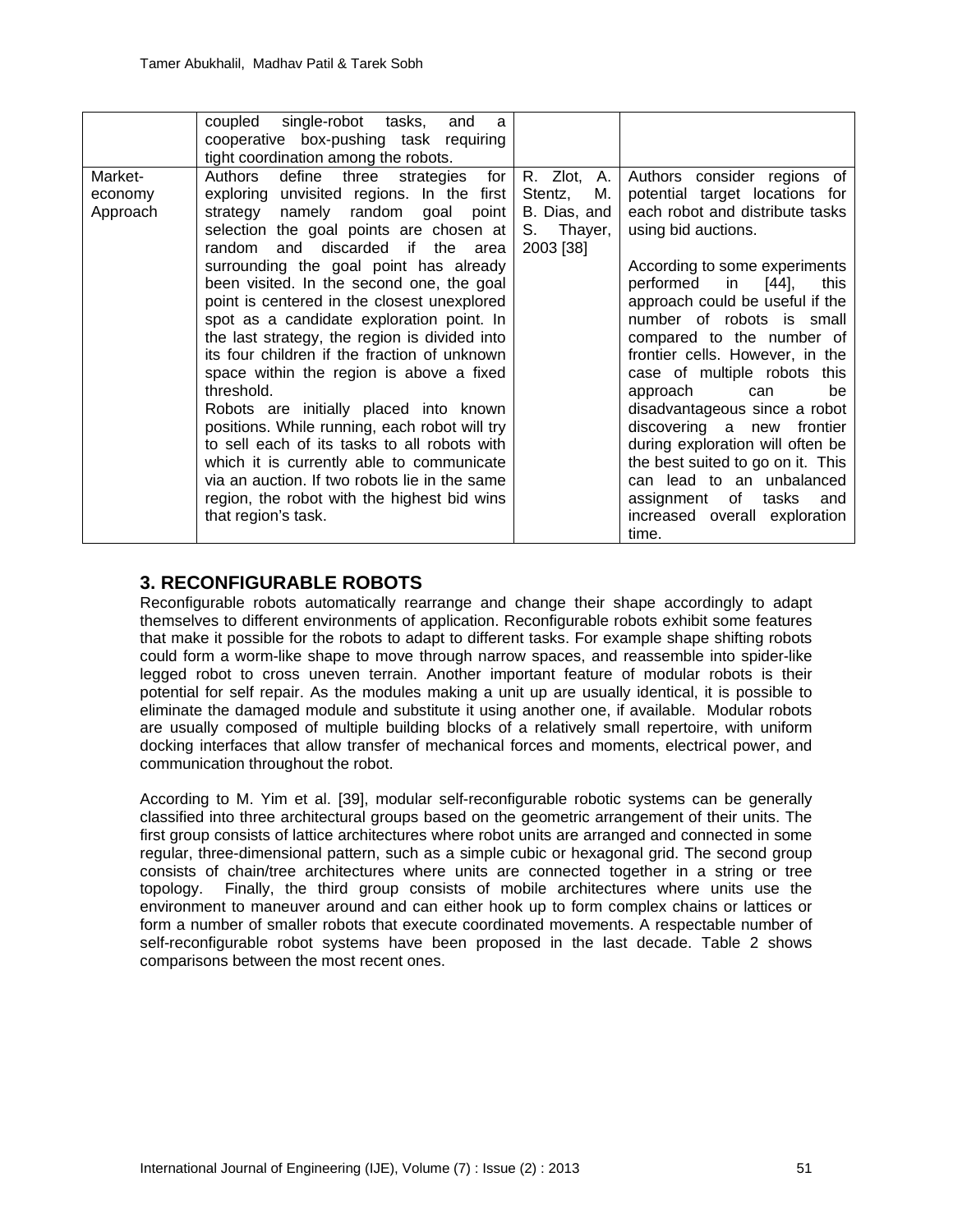|  | coupled single-robot tasks, and a cooperative box-pushing task requiring tight coordination among the robots. |  |  |
|---|---|---|---|
| Market-economy Approach | Authors define three strategies for exploring unvisited regions. In the first strategy namely random goal point selection the goal points are chosen at random and discarded if the area surrounding the goal point has already been visited. In the second one, the goal point is centered in the closest unexplored spot as a candidate exploration point. In the last strategy, the region is divided into its four children if the fraction of unknown space within the region is above a fixed threshold.<br>Robots are initially placed into known positions. While running, each robot will try to sell each of its tasks to all robots with which it is currently able to communicate via an auction. If two robots lie in the same region, the robot with the highest bid wins that region's task. | R. Zlot, A. Stentz, M. B. Dias, and S. Thayer, 2003 [38] | Authors consider regions of potential target locations for each robot and distribute tasks using bid auctions.<br><br>According to some experiments performed in [44], this approach could be useful if the number of robots is small compared to the number of frontier cells. However, in the case of multiple robots this approach can be disadvantageous since a robot discovering a new frontier during exploration will often be the best suited to go on it. This can lead to an unbalanced assignment of tasks and increased overall exploration time. |

## 3. RECONFIGURABLE ROBOTS

Reconfigurable robots automatically rearrange and change their shape accordingly to adapt themselves to different environments of application. Reconfigurable robots exhibit some features that make it possible for the robots to adapt to different tasks. For example shape shifting robots could form a worm-like shape to move through narrow spaces, and reassemble into spider-like legged robot to cross uneven terrain. Another important feature of modular robots is their potential for self repair. As the modules making a unit up are usually identical, it is possible to eliminate the damaged module and substitute it using another one, if available. Modular robots are usually composed of multiple building blocks of a relatively small repertoire, with uniform docking interfaces that allow transfer of mechanical forces and moments, electrical power, and communication throughout the robot.

According to M. Yim et al. [39], modular self-reconfigurable robotic systems can be generally classified into three architectural groups based on the geometric arrangement of their units. The first group consists of lattice architectures where robot units are arranged and connected in some regular, three-dimensional pattern, such as a simple cubic or hexagonal grid. The second group consists of chain/tree architectures where units are connected together in a string or tree topology. Finally, the third group consists of mobile architectures where units use the environment to maneuver around and can either hook up to form complex chains or lattices or form a number of smaller robots that execute coordinated movements. A respectable number of self-reconfigurable robot systems have been proposed in the last decade. Table 2 shows comparisons between the most recent ones.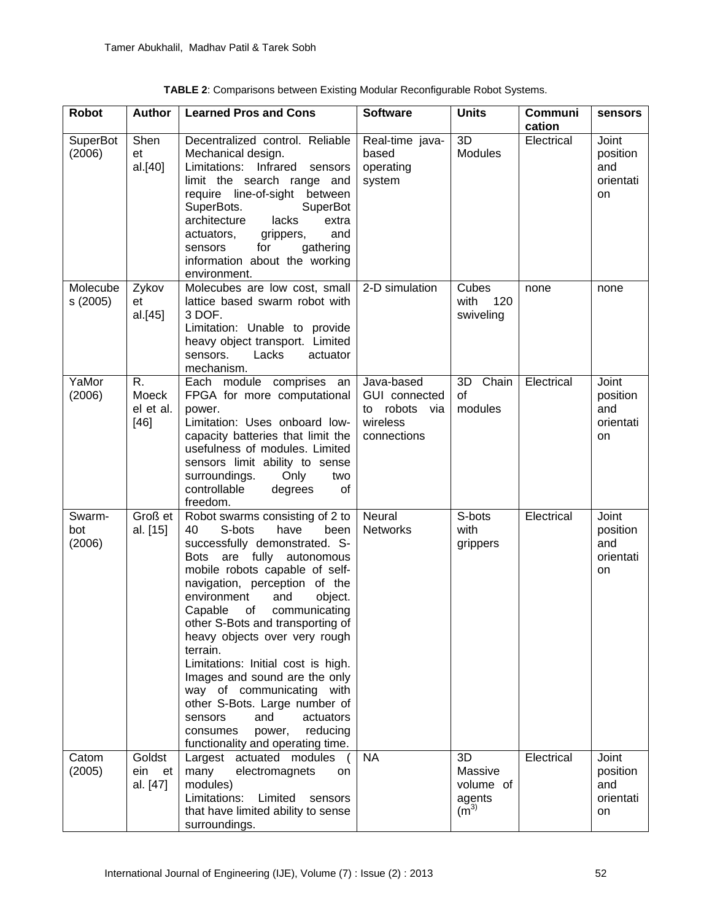**TABLE 2**: Comparisons between Existing Modular Reconfigurable Robot Systems.

| Robot | Author | Learned Pros and Cons | Software | Units | Communication | sensors |
|---|---|---|---|---|---|---|
| SuperBot (2006) | Shen et al.[40] | Decentralized control. Reliable Mechanical design. Limitations: Infrared sensors limit the search range and require line-of-sight between SuperBots. SuperBot architecture lacks extra actuators, grippers, and sensors for gathering information about the working environment. | Real-time java-based operating system | 3D Modules | Electrical | Joint position and orientation |
| Molecubes (2005) | Zykov et al.[45] | Molecubes are low cost, small lattice based swarm robot with 3 DOF. Limitation: Unable to provide heavy object transport. Limited sensors. Lacks actuator mechanism. | 2-D simulation | Cubes with 120 swiveling | none | none |
| YaMor (2006) | R. Moeckel et al. [46] | Each module comprises an FPGA for more computational power. Limitation: Uses onboard low-capacity batteries that limit the usefulness of modules. Limited sensors limit ability to sense surroundings. Only two controllable degrees of freedom. | Java-based GUI connected to robots via wireless connections | 3D Chain of modules | Electrical | Joint position and orientation |
| Swarm-bot (2006) | Groß et al. [15] | Robot swarms consisting of 2 to 40 S-bots have been successfully demonstrated. S-Bots are fully autonomous mobile robots capable of self-navigation, perception of the environment and object. Capable of communicating other S-Bots and transporting of heavy objects over very rough terrain. Limitations: Initial cost is high. Images and sound are the only way of communicating with other S-Bots. Large number of sensors and actuators consumes power, reducing functionality and operating time. | Neural Networks | S-bots with grippers | Electrical | Joint position and orientation |
| Catom (2005) | Goldstein et al. [47] | Largest actuated modules ( many electromagnets on modules) Limitations: Limited sensors that have limited ability to sense surroundings. | NA | 3D Massive volume of agents ($m^3$) | Electrical | Joint position and orientation |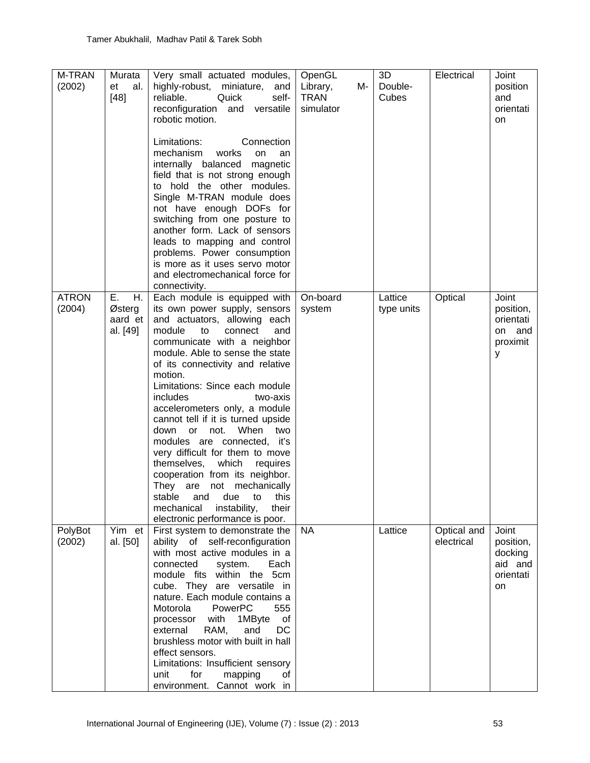| M-TRAN (2002) | Murata et al. [48] | Very small actuated modules, highly-robust, miniature, and reliable. Quick self-reconfiguration and versatile robotic motion.<br><br>Limitations: Connection mechanism works on an internally balanced magnetic field that is not strong enough to hold the other modules. Single M-TRAN module does not have enough DOFs for switching from one posture to another form. Lack of sensors leads to mapping and control problems. Power consumption is more as it uses servo motor and electromechanical force for connectivity. | OpenGL Library, M-TRAN simulator | 3D Double-Cubes | Electrical | Joint position and orientation |
|---|---|---|---|---|---|---|
| ATRON (2004) | E. H. Østergaard et al. [49] | Each module is equipped with its own power supply, sensors and actuators, allowing each module to connect and communicate with a neighbor module. Able to sense the state of its connectivity and relative motion.<br>Limitations: Since each module includes two-axis accelerometers only, a module cannot tell if it is turned upside down or not. When two modules are connected, it's very difficult for them to move themselves, which requires cooperation from its neighbor. They are not mechanically stable and due to this mechanical instability, their electronic performance is poor. | On-board system | Lattice type units | Optical | Joint position, orientation and proximity |
| PolyBot (2002) | Yim et al. [50] | First system to demonstrate the ability of self-reconfiguration with most active modules in a connected system. Each module fits within the 5cm cube. They are versatile in nature. Each module contains a Motorola PowerPC 555 processor with 1MByte of external RAM, and DC brushless motor with built in hall effect sensors.<br>Limitations: Insufficient sensory unit for mapping of environment. Cannot work in | NA | Lattice | Optical and electrical | Joint position, docking aid and orientation |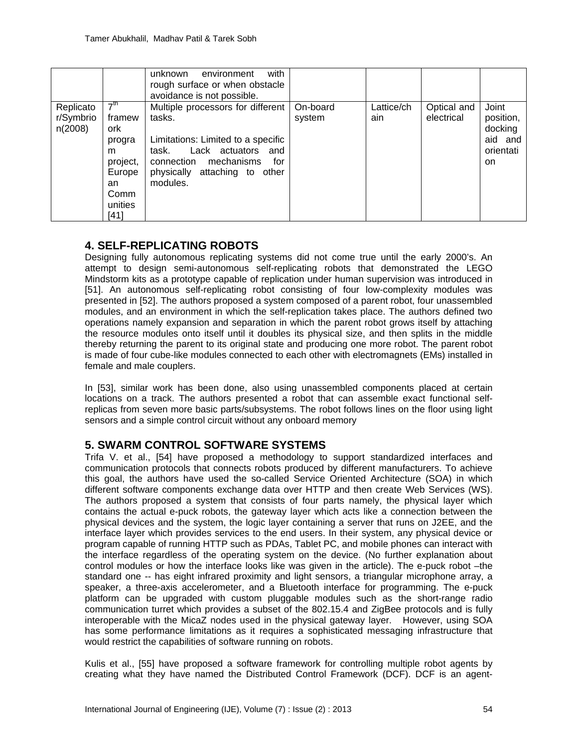| | | unknown environment with rough surface or when obstacle avoidance is not possible. | | | | |
|---|---|---|---|---|---|---|
| Replicator/Symbrion(2008) | 7th framework program project, European Communities [41] | Multiple processors for different tasks.<br><br>Limitations: Limited to a specific task. Lack actuators and connection mechanisms for physically attaching to other modules. | On-board system | Lattice/chain | Optical and electrical | Joint position, docking aid and orientation |

## 4. SELF-REPLICATING ROBOTS

Designing fully autonomous replicating systems did not come true until the early 2000's. An attempt to design semi-autonomous self-replicating robots that demonstrated the LEGO Mindstorm kits as a prototype capable of replication under human supervision was introduced in [51]. An autonomous self-replicating robot consisting of four low-complexity modules was presented in [52]. The authors proposed a system composed of a parent robot, four unassembled modules, and an environment in which the self-replication takes place. The authors defined two operations namely expansion and separation in which the parent robot grows itself by attaching the resource modules onto itself until it doubles its physical size, and then splits in the middle thereby returning the parent to its original state and producing one more robot. The parent robot is made of four cube-like modules connected to each other with electromagnets (EMs) installed in female and male couplers.

In [53], similar work has been done, also using unassembled components placed at certain locations on a track. The authors presented a robot that can assemble exact functional self-replicas from seven more basic parts/subsystems. The robot follows lines on the floor using light sensors and a simple control circuit without any onboard memory

## 5. SWARM CONTROL SOFTWARE SYSTEMS

Trifa V. et al., [54] have proposed a methodology to support standardized interfaces and communication protocols that connects robots produced by different manufacturers. To achieve this goal, the authors have used the so-called Service Oriented Architecture (SOA) in which different software components exchange data over HTTP and then create Web Services (WS). The authors proposed a system that consists of four parts namely, the physical layer which contains the actual e-puck robots, the gateway layer which acts like a connection between the physical devices and the system, the logic layer containing a server that runs on J2EE, and the interface layer which provides services to the end users. In their system, any physical device or program capable of running HTTP such as PDAs, Tablet PC, and mobile phones can interact with the interface regardless of the operating system on the device. (No further explanation about control modules or how the interface looks like was given in the article). The e-puck robot –the standard one -- has eight infrared proximity and light sensors, a triangular microphone array, a speaker, a three-axis accelerometer, and a Bluetooth interface for programming. The e-puck platform can be upgraded with custom pluggable modules such as the short-range radio communication turret which provides a subset of the 802.15.4 and ZigBee protocols and is fully interoperable with the MicaZ nodes used in the physical gateway layer. However, using SOA has some performance limitations as it requires a sophisticated messaging infrastructure that would restrict the capabilities of software running on robots.

Kulis et al., [55] have proposed a software framework for controlling multiple robot agents by creating what they have named the Distributed Control Framework (DCF). DCF is an agent-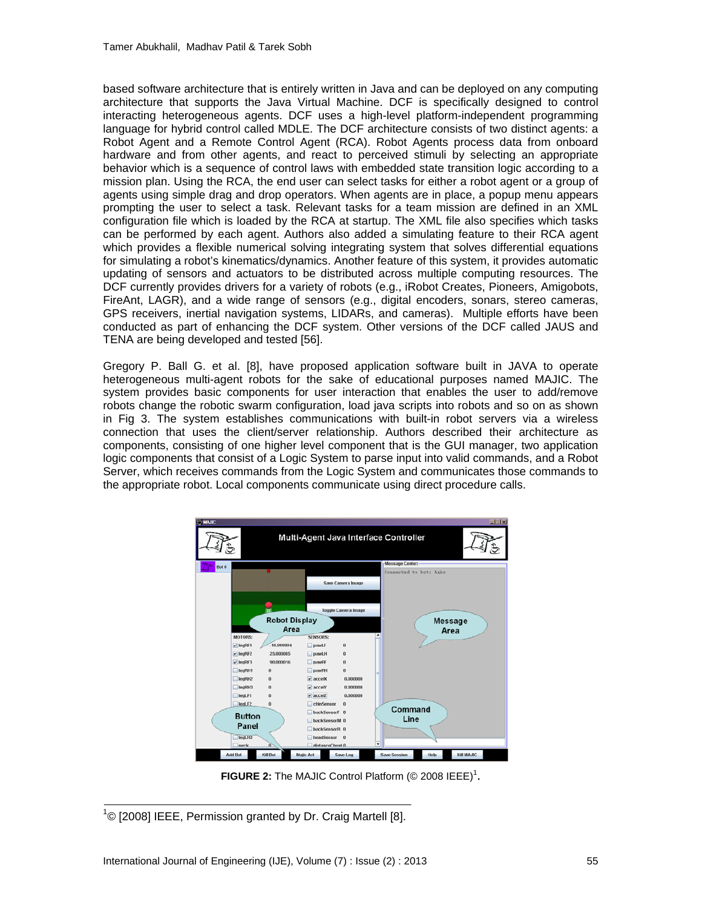based software architecture that is entirely written in Java and can be deployed on any computing architecture that supports the Java Virtual Machine. DCF is specifically designed to control interacting heterogeneous agents. DCF uses a high-level platform-independent programming language for hybrid control called MDLE. The DCF architecture consists of two distinct agents: a Robot Agent and a Remote Control Agent (RCA). Robot Agents process data from onboard hardware and from other agents, and react to perceived stimuli by selecting an appropriate behavior which is a sequence of control laws with embedded state transition logic according to a mission plan. Using the RCA, the end user can select tasks for either a robot agent or a group of agents using simple drag and drop operators. When agents are in place, a popup menu appears prompting the user to select a task. Relevant tasks for a team mission are defined in an XML configuration file which is loaded by the RCA at startup. The XML file also specifies which tasks can be performed by each agent. Authors also added a simulating feature to their RCA agent which provides a flexible numerical solving integrating system that solves differential equations for simulating a robot's kinematics/dynamics. Another feature of this system, it provides automatic updating of sensors and actuators to be distributed across multiple computing resources. The DCF currently provides drivers for a variety of robots (e.g., iRobot Creates, Pioneers, Amigobots, FireAnt, LAGR), and a wide range of sensors (e.g., digital encoders, sonars, stereo cameras, GPS receivers, inertial navigation systems, LIDARs, and cameras). Multiple efforts have been conducted as part of enhancing the DCF system. Other versions of the DCF called JAUS and TENA are being developed and tested [56].

Gregory P. Ball G. et al. [8], have proposed application software built in JAVA to operate heterogeneous multi-agent robots for the sake of educational purposes named MAJIC. The system provides basic components for user interaction that enables the user to add/remove robots change the robotic swarm configuration, load java scripts into robots and so on as shown in Fig 3. The system establishes communications with built-in robot servers via a wireless connection that uses the client/server relationship. Authors described their architecture as components, consisting of one higher level component that is the GUI manager, two application logic components that consist of a Logic System to parse input into valid commands, and a Robot Server, which receives commands from the Logic System and communicates those commands to the appropriate robot. Local components communicate using direct procedure calls.

**FIGURE 2:** The MAJIC Control Platform (© 2008 IEEE)[1].

[1] © [2008] IEEE, Permission granted by Dr. Craig Martell [8].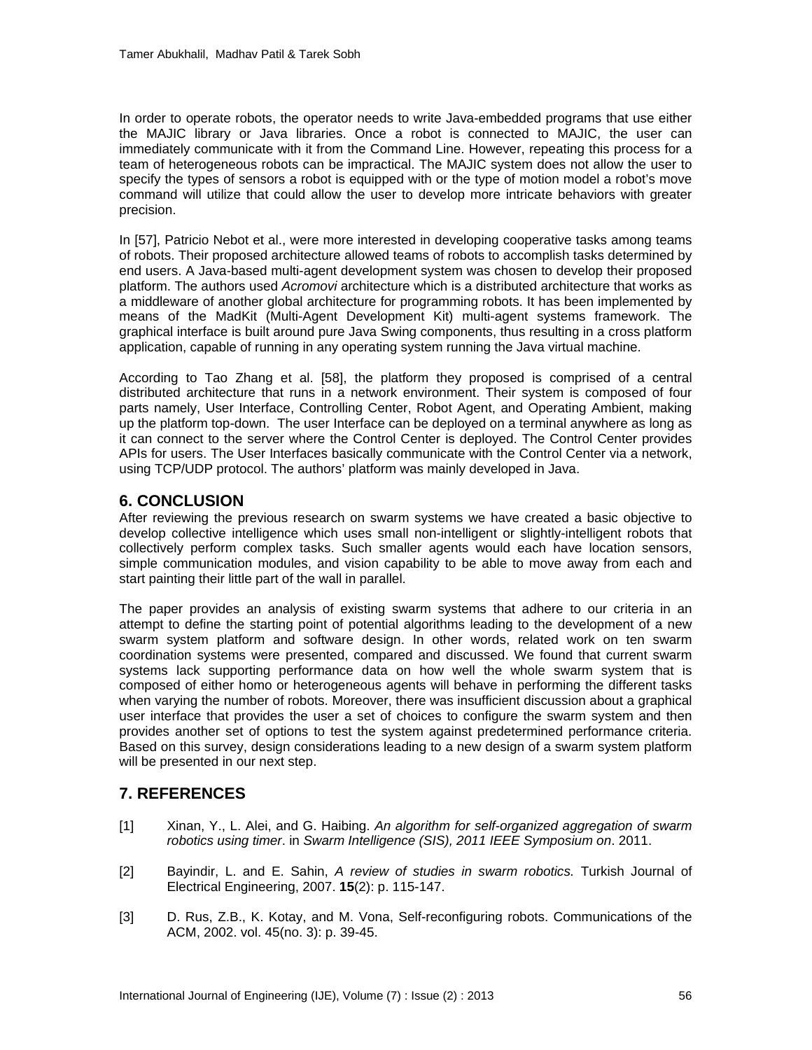In order to operate robots, the operator needs to write Java-embedded programs that use either the MAJIC library or Java libraries. Once a robot is connected to MAJIC, the user can immediately communicate with it from the Command Line. However, repeating this process for a team of heterogeneous robots can be impractical. The MAJIC system does not allow the user to specify the types of sensors a robot is equipped with or the type of motion model a robot's move command will utilize that could allow the user to develop more intricate behaviors with greater precision.

In [57], Patricio Nebot et al., were more interested in developing cooperative tasks among teams of robots. Their proposed architecture allowed teams of robots to accomplish tasks determined by end users. A Java-based multi-agent development system was chosen to develop their proposed platform. The authors used *Acromovi* architecture which is a distributed architecture that works as a middleware of another global architecture for programming robots. It has been implemented by means of the MadKit (Multi-Agent Development Kit) multi-agent systems framework. The graphical interface is built around pure Java Swing components, thus resulting in a cross platform application, capable of running in any operating system running the Java virtual machine.

According to Tao Zhang et al. [58], the platform they proposed is comprised of a central distributed architecture that runs in a network environment. Their system is composed of four parts namely, User Interface, Controlling Center, Robot Agent, and Operating Ambient, making up the platform top-down. The user Interface can be deployed on a terminal anywhere as long as it can connect to the server where the Control Center is deployed. The Control Center provides APIs for users. The User Interfaces basically communicate with the Control Center via a network, using TCP/UDP protocol. The authors' platform was mainly developed in Java.

## 6. CONCLUSION

After reviewing the previous research on swarm systems we have created a basic objective to develop collective intelligence which uses small non-intelligent or slightly-intelligent robots that collectively perform complex tasks. Such smaller agents would each have location sensors, simple communication modules, and vision capability to be able to move away from each and start painting their little part of the wall in parallel.

The paper provides an analysis of existing swarm systems that adhere to our criteria in an attempt to define the starting point of potential algorithms leading to the development of a new swarm system platform and software design. In other words, related work on ten swarm coordination systems were presented, compared and discussed. We found that current swarm systems lack supporting performance data on how well the whole swarm system that is composed of either homo or heterogeneous agents will behave in performing the different tasks when varying the number of robots. Moreover, there was insufficient discussion about a graphical user interface that provides the user a set of choices to configure the swarm system and then provides another set of options to test the system against predetermined performance criteria. Based on this survey, design considerations leading to a new design of a swarm system platform will be presented in our next step.

## 7. REFERENCES

[1] Xinan, Y., L. Alei, and G. Haibing. *An algorithm for self-organized aggregation of swarm robotics using timer*. in *Swarm Intelligence (SIS), 2011 IEEE Symposium on*. 2011.

[2] Bayindir, L. and E. Sahin, *A review of studies in swarm robotics.* Turkish Journal of Electrical Engineering, 2007. **15**(2): p. 115-147.

[3] D. Rus, Z.B., K. Kotay, and M. Vona, Self-reconfiguring robots. Communications of the ACM, 2002. vol. 45(no. 3): p. 39-45.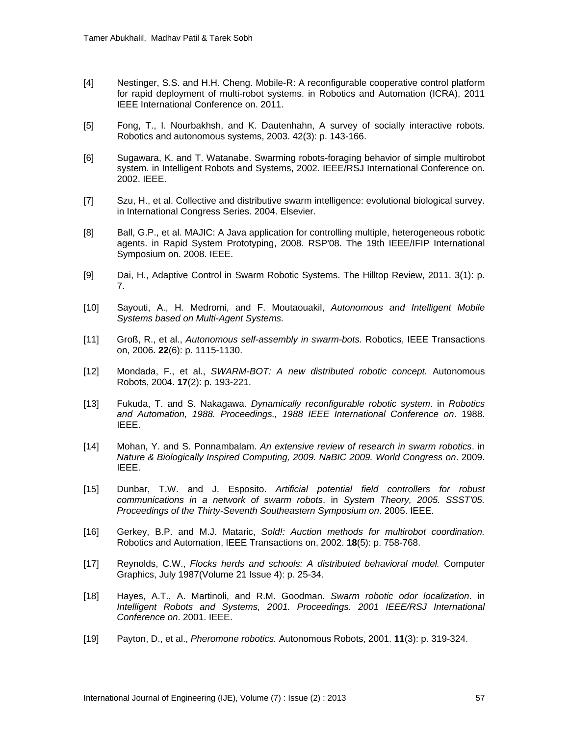[4] Nestinger, S.S. and H.H. Cheng. Mobile-R: A reconfigurable cooperative control platform for rapid deployment of multi-robot systems. in Robotics and Automation (ICRA), 2011 IEEE International Conference on. 2011.

[5] Fong, T., I. Nourbakhsh, and K. Dautenhahn, A survey of socially interactive robots. Robotics and autonomous systems, 2003. 42(3): p. 143-166.

[6] Sugawara, K. and T. Watanabe. Swarming robots-foraging behavior of simple multirobot system. in Intelligent Robots and Systems, 2002. IEEE/RSJ International Conference on. 2002. IEEE.

[7] Szu, H., et al. Collective and distributive swarm intelligence: evolutional biological survey. in International Congress Series. 2004. Elsevier.

[8] Ball, G.P., et al. MAJIC: A Java application for controlling multiple, heterogeneous robotic agents. in Rapid System Prototyping, 2008. RSP'08. The 19th IEEE/IFIP International Symposium on. 2008. IEEE.

[9] Dai, H., Adaptive Control in Swarm Robotic Systems. The Hilltop Review, 2011. 3(1): p. 7.

[10] Sayouti, A., H. Medromi, and F. Moutaouakil, *Autonomous and Intelligent Mobile Systems based on Multi-Agent Systems.*

[11] Groß, R., et al., *Autonomous self-assembly in swarm-bots.* Robotics, IEEE Transactions on, 2006. **22**(6): p. 1115-1130.

[12] Mondada, F., et al., *SWARM-BOT: A new distributed robotic concept.* Autonomous Robots, 2004. **17**(2): p. 193-221.

[13] Fukuda, T. and S. Nakagawa. *Dynamically reconfigurable robotic system*. in *Robotics and Automation, 1988. Proceedings., 1988 IEEE International Conference on*. 1988. IEEE.

[14] Mohan, Y. and S. Ponnambalam. *An extensive review of research in swarm robotics*. in *Nature & Biologically Inspired Computing, 2009. NaBIC 2009. World Congress on*. 2009. IEEE.

[15] Dunbar, T.W. and J. Esposito. *Artificial potential field controllers for robust communications in a network of swarm robots*. in *System Theory, 2005. SSST'05. Proceedings of the Thirty-Seventh Southeastern Symposium on*. 2005. IEEE.

[16] Gerkey, B.P. and M.J. Mataric, *Sold!: Auction methods for multirobot coordination.* Robotics and Automation, IEEE Transactions on, 2002. **18**(5): p. 758-768.

[17] Reynolds, C.W., *Flocks herds and schools: A distributed behavioral model.* Computer Graphics, July 1987(Volume 21 Issue 4): p. 25-34.

[18] Hayes, A.T., A. Martinoli, and R.M. Goodman. *Swarm robotic odor localization*. in *Intelligent Robots and Systems, 2001. Proceedings. 2001 IEEE/RSJ International Conference on*. 2001. IEEE.

[19] Payton, D., et al., *Pheromone robotics.* Autonomous Robots, 2001. **11**(3): p. 319-324.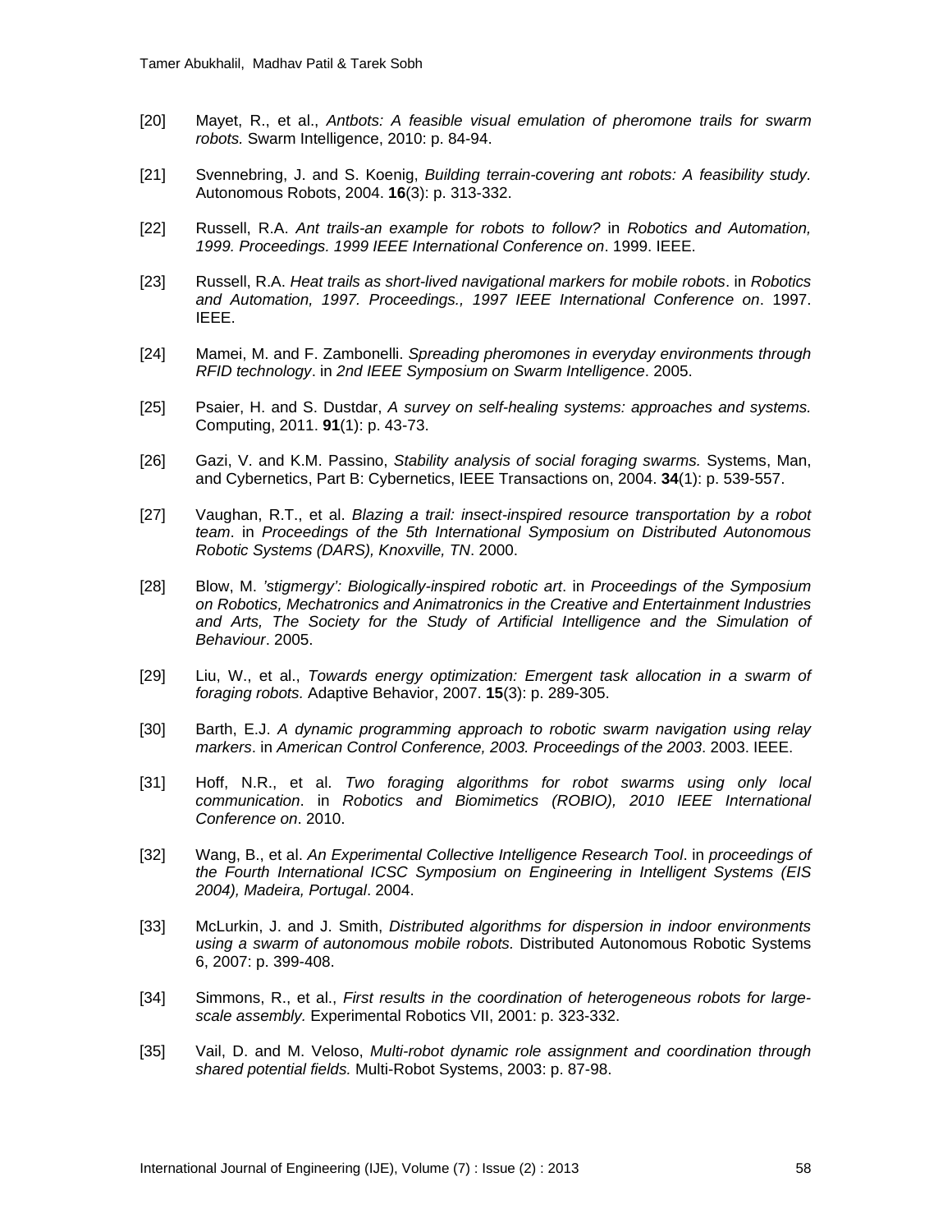[20] Mayet, R., et al., *Antbots: A feasible visual emulation of pheromone trails for swarm robots.* Swarm Intelligence, 2010: p. 84-94.

[21] Svennebring, J. and S. Koenig, *Building terrain-covering ant robots: A feasibility study.* Autonomous Robots, 2004. **16**(3): p. 313-332.

[22] Russell, R.A. *Ant trails-an example for robots to follow?* in *Robotics and Automation, 1999. Proceedings. 1999 IEEE International Conference on*. 1999. IEEE.

[23] Russell, R.A. *Heat trails as short-lived navigational markers for mobile robots*. in *Robotics and Automation, 1997. Proceedings., 1997 IEEE International Conference on*. 1997. IEEE.

[24] Mamei, M. and F. Zambonelli. *Spreading pheromones in everyday environments through RFID technology*. in *2nd IEEE Symposium on Swarm Intelligence*. 2005.

[25] Psaier, H. and S. Dustdar, *A survey on self-healing systems: approaches and systems.* Computing, 2011. **91**(1): p. 43-73.

[26] Gazi, V. and K.M. Passino, *Stability analysis of social foraging swarms.* Systems, Man, and Cybernetics, Part B: Cybernetics, IEEE Transactions on, 2004. **34**(1): p. 539-557.

[27] Vaughan, R.T., et al. *Blazing a trail: insect-inspired resource transportation by a robot team*. in *Proceedings of the 5th International Symposium on Distributed Autonomous Robotic Systems (DARS), Knoxville, TN*. 2000.

[28] Blow, M. *'stigmergy': Biologically-inspired robotic art*. in *Proceedings of the Symposium on Robotics, Mechatronics and Animatronics in the Creative and Entertainment Industries and Arts, The Society for the Study of Artificial Intelligence and the Simulation of Behaviour*. 2005.

[29] Liu, W., et al., *Towards energy optimization: Emergent task allocation in a swarm of foraging robots.* Adaptive Behavior, 2007. **15**(3): p. 289-305.

[30] Barth, E.J. *A dynamic programming approach to robotic swarm navigation using relay markers*. in *American Control Conference, 2003. Proceedings of the 2003*. 2003. IEEE.

[31] Hoff, N.R., et al. *Two foraging algorithms for robot swarms using only local communication*. in *Robotics and Biomimetics (ROBIO), 2010 IEEE International Conference on*. 2010.

[32] Wang, B., et al. *An Experimental Collective Intelligence Research Tool*. in *proceedings of the Fourth International ICSC Symposium on Engineering in Intelligent Systems (EIS 2004), Madeira, Portugal*. 2004.

[33] McLurkin, J. and J. Smith, *Distributed algorithms for dispersion in indoor environments using a swarm of autonomous mobile robots.* Distributed Autonomous Robotic Systems 6, 2007: p. 399-408.

[34] Simmons, R., et al., *First results in the coordination of heterogeneous robots for large-scale assembly.* Experimental Robotics VII, 2001: p. 323-332.

[35] Vail, D. and M. Veloso, *Multi-robot dynamic role assignment and coordination through shared potential fields.* Multi-Robot Systems, 2003: p. 87-98.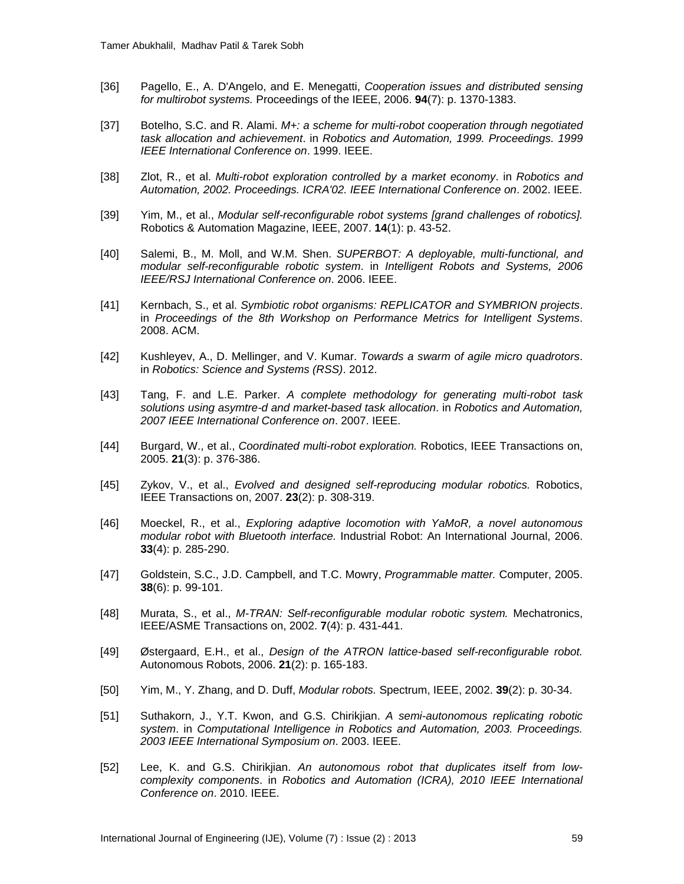[36] Pagello, E., A. D'Angelo, and E. Menegatti, *Cooperation issues and distributed sensing for multirobot systems.* Proceedings of the IEEE, 2006. **94**(7): p. 1370-1383.

[37] Botelho, S.C. and R. Alami. *M+: a scheme for multi-robot cooperation through negotiated task allocation and achievement*. in *Robotics and Automation, 1999. Proceedings. 1999 IEEE International Conference on*. 1999. IEEE.

[38] Zlot, R., et al. *Multi-robot exploration controlled by a market economy*. in *Robotics and Automation, 2002. Proceedings. ICRA'02. IEEE International Conference on*. 2002. IEEE.

[39] Yim, M., et al., *Modular self-reconfigurable robot systems [grand challenges of robotics].* Robotics & Automation Magazine, IEEE, 2007. **14**(1): p. 43-52.

[40] Salemi, B., M. Moll, and W.M. Shen. *SUPERBOT: A deployable, multi-functional, and modular self-reconfigurable robotic system*. in *Intelligent Robots and Systems, 2006 IEEE/RSJ International Conference on*. 2006. IEEE.

[41] Kernbach, S., et al. *Symbiotic robot organisms: REPLICATOR and SYMBRION projects*. in *Proceedings of the 8th Workshop on Performance Metrics for Intelligent Systems*. 2008. ACM.

[42] Kushleyev, A., D. Mellinger, and V. Kumar. *Towards a swarm of agile micro quadrotors*. in *Robotics: Science and Systems (RSS)*. 2012.

[43] Tang, F. and L.E. Parker. *A complete methodology for generating multi-robot task solutions using asymtre-d and market-based task allocation*. in *Robotics and Automation, 2007 IEEE International Conference on*. 2007. IEEE.

[44] Burgard, W., et al., *Coordinated multi-robot exploration.* Robotics, IEEE Transactions on, 2005. **21**(3): p. 376-386.

[45] Zykov, V., et al., *Evolved and designed self-reproducing modular robotics.* Robotics, IEEE Transactions on, 2007. **23**(2): p. 308-319.

[46] Moeckel, R., et al., *Exploring adaptive locomotion with YaMoR, a novel autonomous modular robot with Bluetooth interface.* Industrial Robot: An International Journal, 2006. **33**(4): p. 285-290.

[47] Goldstein, S.C., J.D. Campbell, and T.C. Mowry, *Programmable matter.* Computer, 2005. **38**(6): p. 99-101.

[48] Murata, S., et al., *M-TRAN: Self-reconfigurable modular robotic system.* Mechatronics, IEEE/ASME Transactions on, 2002. **7**(4): p. 431-441.

[49] Østergaard, E.H., et al., *Design of the ATRON lattice-based self-reconfigurable robot.* Autonomous Robots, 2006. **21**(2): p. 165-183.

[50] Yim, M., Y. Zhang, and D. Duff, *Modular robots.* Spectrum, IEEE, 2002. **39**(2): p. 30-34.

[51] Suthakorn, J., Y.T. Kwon, and G.S. Chirikjian. *A semi-autonomous replicating robotic system*. in *Computational Intelligence in Robotics and Automation, 2003. Proceedings. 2003 IEEE International Symposium on*. 2003. IEEE.

[52] Lee, K. and G.S. Chirikjian. *An autonomous robot that duplicates itself from low-complexity components*. in *Robotics and Automation (ICRA), 2010 IEEE International Conference on*. 2010. IEEE.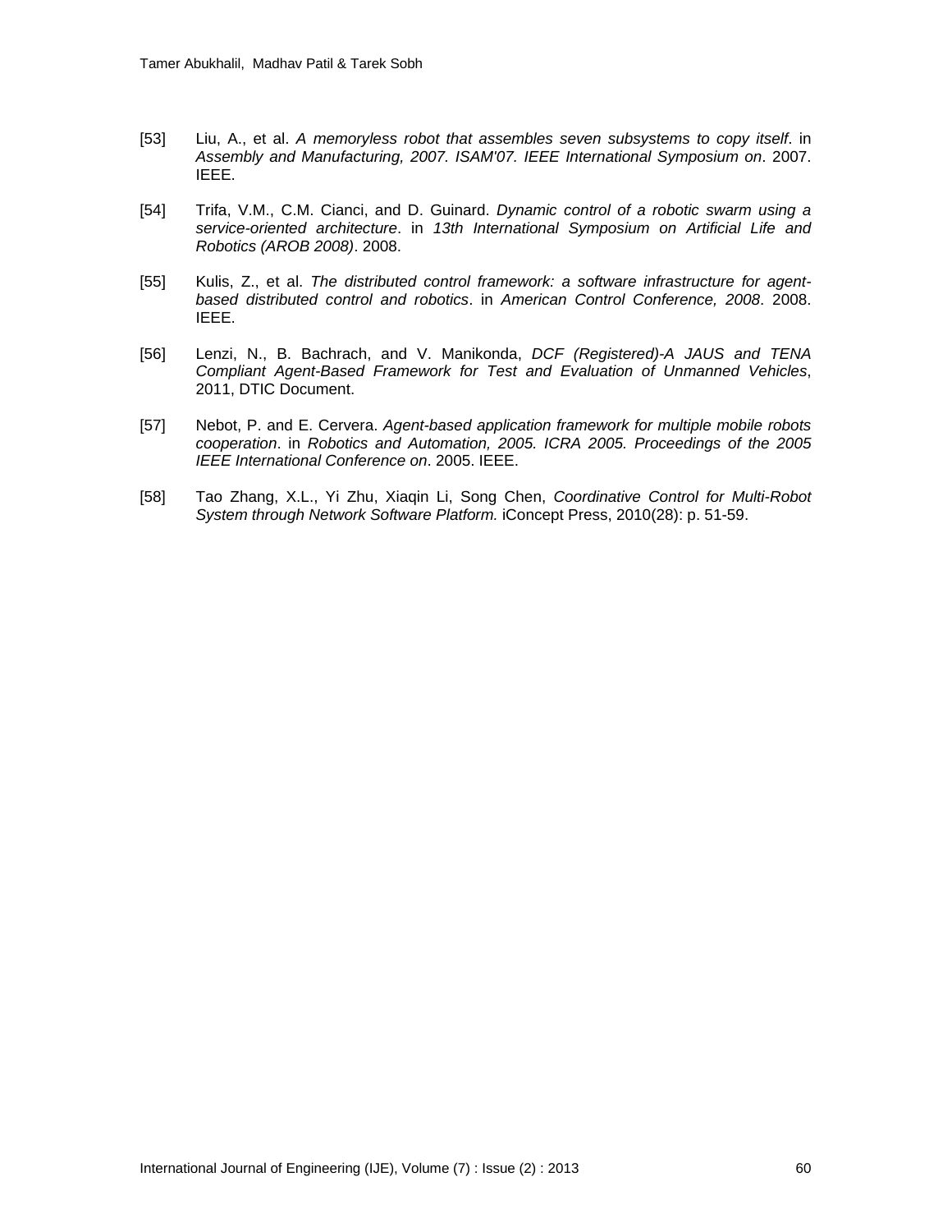[53] Liu, A., et al. *A memoryless robot that assembles seven subsystems to copy itself*. in *Assembly and Manufacturing, 2007. ISAM'07. IEEE International Symposium on*. 2007. IEEE.

[54] Trifa, V.M., C.M. Cianci, and D. Guinard. *Dynamic control of a robotic swarm using a service-oriented architecture*. in *13th International Symposium on Artificial Life and Robotics (AROB 2008)*. 2008.

[55] Kulis, Z., et al. *The distributed control framework: a software infrastructure for agent-based distributed control and robotics*. in *American Control Conference, 2008*. 2008. IEEE.

[56] Lenzi, N., B. Bachrach, and V. Manikonda, *DCF (Registered)-A JAUS and TENA Compliant Agent-Based Framework for Test and Evaluation of Unmanned Vehicles*, 2011, DTIC Document.

[57] Nebot, P. and E. Cervera. *Agent-based application framework for multiple mobile robots cooperation*. in *Robotics and Automation, 2005. ICRA 2005. Proceedings of the 2005 IEEE International Conference on*. 2005. IEEE.

[58] Tao Zhang, X.L., Yi Zhu, Xiaqin Li, Song Chen, *Coordinative Control for Multi-Robot System through Network Software Platform.* iConcept Press, 2010(28): p. 51-59.